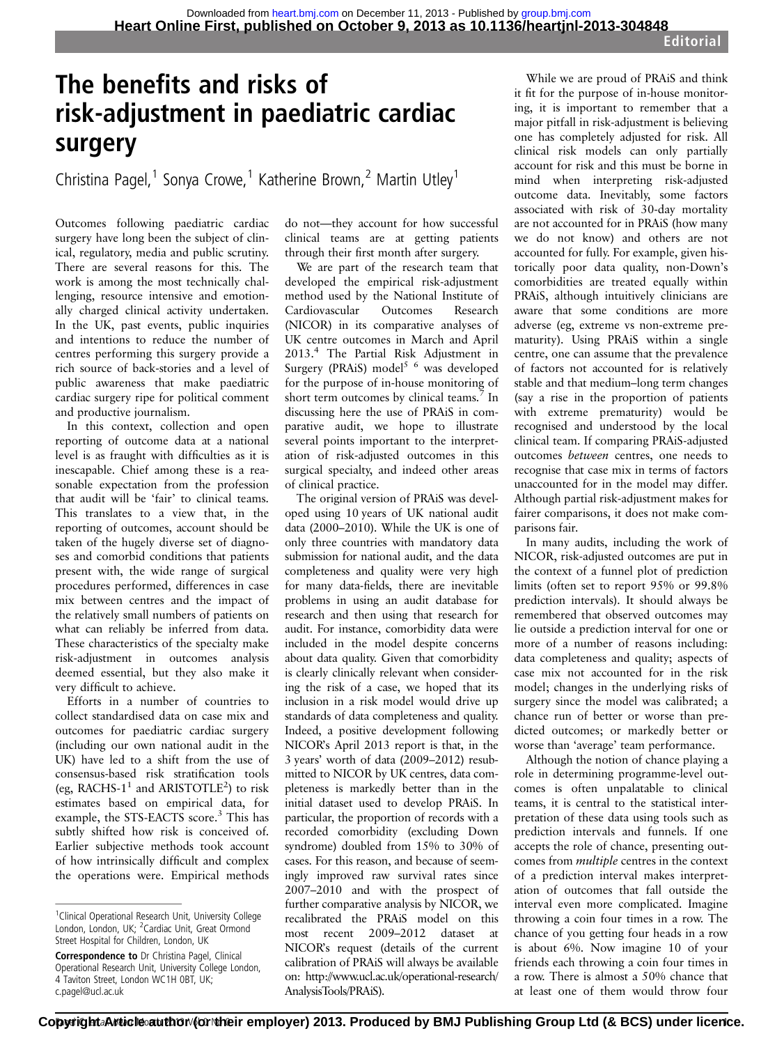Editorial

# The benefits and risks of risk-adjustment in paediatric cardiac surgery

Christina Pagel,[1] Sonya Crowe,[1] Katherine Brown,[2] Martin Utley[1]

Outcomes following paediatric cardiac surgery have long been the subject of clinical, regulatory, media and public scrutiny. There are several reasons for this. The work is among the most technically challenging, resource intensive and emotionally charged clinical activity undertaken. In the UK, past events, public inquiries and intentions to reduce the number of centres performing this surgery provide a rich source of back-stories and a level of public awareness that make paediatric cardiac surgery ripe for political comment and productive journalism.

In this context, collection and open reporting of outcome data at a national level is as fraught with difficulties as it is inescapable. Chief among these is a reasonable expectation from the profession that audit will be 'fair' to clinical teams. This translates to a view that, in the reporting of outcomes, account should be taken of the hugely diverse set of diagnoses and comorbid conditions that patients present with, the wide range of surgical procedures performed, differences in case mix between centres and the impact of the relatively small numbers of patients on what can reliably be inferred from data. These characteristics of the specialty make risk-adjustment in outcomes analysis deemed essential, but they also make it very difficult to achieve.

Efforts in a number of countries to collect standardised data on case mix and outcomes for paediatric cardiac surgery (including our own national audit in the UK) have led to a shift from the use of consensus-based risk stratification tools (eg, RACHS-1[1] and ARISTOTLE[2]) to risk estimates based on empirical data, for example, the STS-EACTS score.[3] This has subtly shifted how risk is conceived of. Earlier subjective methods took account of how intrinsically difficult and complex the operations were. Empirical methods do not—they account for how successful clinical teams are at getting patients through their first month after surgery.

We are part of the research team that developed the empirical risk-adjustment method used by the National Institute of Cardiovascular Outcomes Research (NICOR) in its comparative analyses of UK centre outcomes in March and April 2013.[4] The Partial Risk Adjustment in Surgery (PRAiS) model[5 6] was developed for the purpose of in-house monitoring of short term outcomes by clinical teams.[7] In discussing here the use of PRAiS in comparative audit, we hope to illustrate several points important to the interpretation of risk-adjusted outcomes in this surgical specialty, and indeed other areas of clinical practice.

The original version of PRAiS was developed using 10 years of UK national audit data (2000–2010). While the UK is one of only three countries with mandatory data submission for national audit, and the data completeness and quality were very high for many data-fields, there are inevitable problems in using an audit database for research and then using that research for audit. For instance, comorbidity data were included in the model despite concerns about data quality. Given that comorbidity is clearly clinically relevant when considering the risk of a case, we hoped that its inclusion in a risk model would drive up standards of data completeness and quality. Indeed, a positive development following NICOR's April 2013 report is that, in the 3 years' worth of data (2009–2012) resubmitted to NICOR by UK centres, data completeness is markedly better than in the initial dataset used to develop PRAiS. In particular, the proportion of records with a recorded comorbidity (excluding Down syndrome) doubled from 15% to 30% of cases. For this reason, and because of seemingly improved raw survival rates since 2007–2010 and with the prospect of further comparative analysis by NICOR, we recalibrated the PRAiS model on this most recent 2009–2012 dataset at NICOR's request (details of the current calibration of PRAiS will always be available on: http://www.ucl.ac.uk/operational-research/AnalysisTools/PRAiS).

While we are proud of PRAiS and think it fit for the purpose of in-house monitoring, it is important to remember that a major pitfall in risk-adjustment is believing one has completely adjusted for risk. All clinical risk models can only partially account for risk and this must be borne in mind when interpreting risk-adjusted outcome data. Inevitably, some factors associated with risk of 30-day mortality are not accounted for in PRAiS (how many we do not know) and others are not accounted for fully. For example, given historically poor data quality, non-Down's comorbidities are treated equally within PRAiS, although intuitively clinicians are aware that some conditions are more adverse (eg, extreme vs non-extreme prematurity). Using PRAiS within a single centre, one can assume that the prevalence of factors not accounted for is relatively stable and that medium–long term changes (say a rise in the proportion of patients with extreme prematurity) would be recognised and understood by the local clinical team. If comparing PRAiS-adjusted outcomes *between* centres, one needs to recognise that case mix in terms of factors unaccounted for in the model may differ. Although partial risk-adjustment makes for fairer comparisons, it does not make comparisons fair.

In many audits, including the work of NICOR, risk-adjusted outcomes are put in the context of a funnel plot of prediction limits (often set to report 95% or 99.8% prediction intervals). It should always be remembered that observed outcomes may lie outside a prediction interval for one or more of a number of reasons including: data completeness and quality; aspects of case mix not accounted for in the risk model; changes in the underlying risks of surgery since the model was calibrated; a chance run of better or worse than predicted outcomes; or markedly better or worse than 'average' team performance.

Although the notion of chance playing a role in determining programme-level outcomes is often unpalatable to clinical teams, it is central to the statistical interpretation of these data using tools such as prediction intervals and funnels. If one accepts the role of chance, presenting outcomes from *multiple* centres in the context of a prediction interval makes interpretation of outcomes that fall outside the interval even more complicated. Imagine throwing a coin four times in a row. The chance of you getting four heads in a row is about 6%. Now imagine 10 of your friends each throwing a coin four times in a row. There is almost a 50% chance that at least one of them would throw four

---

[1]Clinical Operational Research Unit, University College London, London, UK; [2]Cardiac Unit, Great Ormond Street Hospital for Children, London, UK

**Correspondence to** Dr Christina Pagel, Clinical Operational Research Unit, University College London, 4 Taviton Street, London WC1H 0BT, UK; c.pagel@ucl.ac.uk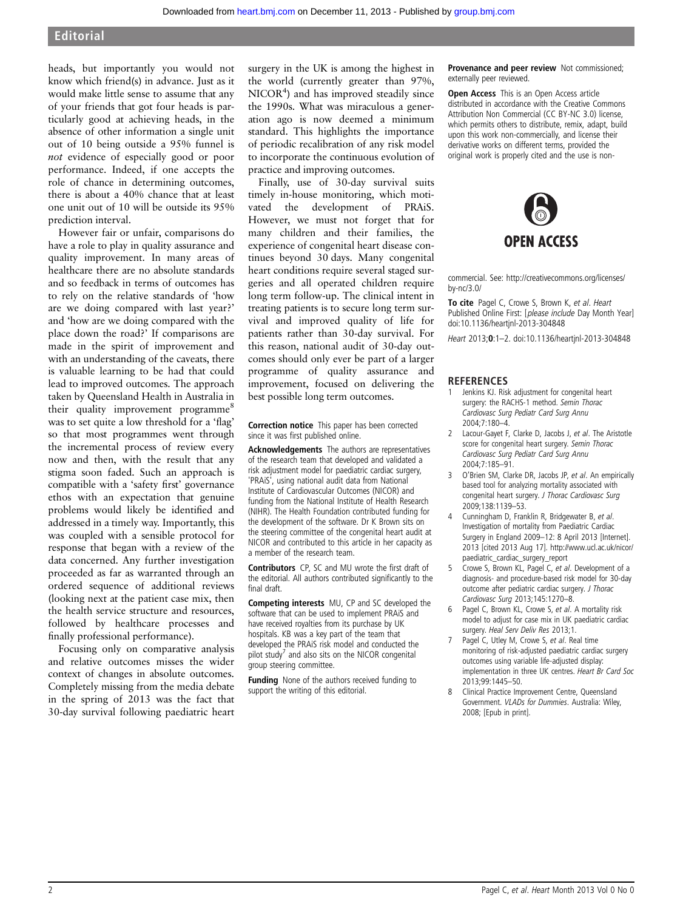heads, but importantly you would not know which friend(s) in advance. Just as it would make little sense to assume that any of your friends that got four heads is particularly good at achieving heads, in the absence of other information a single unit out of 10 being outside a 95% funnel is *not* evidence of especially good or poor performance. Indeed, if one accepts the role of chance in determining outcomes, there is about a 40% chance that at least one unit out of 10 will be outside its 95% prediction interval.

However fair or unfair, comparisons do have a role to play in quality assurance and quality improvement. In many areas of healthcare there are no absolute standards and so feedback in terms of outcomes has to rely on the relative standards of 'how are we doing compared with last year?' and 'how are we doing compared with the place down the road?' If comparisons are made in the spirit of improvement and with an understanding of the caveats, there is valuable learning to be had that could lead to improved outcomes. The approach taken by Queensland Health in Australia in their quality improvement programme[8] was to set quite a low threshold for a 'flag' so that most programmes went through the incremental process of review every now and then, with the result that any stigma soon faded. Such an approach is compatible with a 'safety first' governance ethos with an expectation that genuine problems would likely be identified and addressed in a timely way. Importantly, this was coupled with a sensible protocol for response that began with a review of the data concerned. Any further investigation proceeded as far as warranted through an ordered sequence of additional reviews (looking next at the patient case mix, then the health service structure and resources, followed by healthcare processes and finally professional performance).

Focusing only on comparative analysis and relative outcomes misses the wider context of changes in absolute outcomes. Completely missing from the media debate in the spring of 2013 was the fact that 30-day survival following paediatric heart surgery in the UK is among the highest in the world (currently greater than 97%, NICOR[4]) and has improved steadily since the 1990s. What was miraculous a generation ago is now deemed a minimum standard. This highlights the importance of periodic recalibration of any risk model to incorporate the continuous evolution of practice and improving outcomes.

Finally, use of 30-day survival suits timely in-house monitoring, which motivated the development of PRAiS. However, we must not forget that for many children and their families, the experience of congenital heart disease continues beyond 30 days. Many congenital heart conditions require several staged surgeries and all operated children require long term follow-up. The clinical intent in treating patients is to secure long term survival and improved quality of life for patients rather than 30-day survival. For this reason, national audit of 30-day outcomes should only ever be part of a larger programme of quality assurance and improvement, focused on delivering the best possible long term outcomes.

**Correction notice** This paper has been corrected since it was first published online.

**Acknowledgements** The authors are representatives of the research team that developed and validated a risk adjustment model for paediatric cardiac surgery, 'PRAiS'[1], using national audit data from National Institute of Cardiovascular Outcomes (NICOR) and funding from the National Institute of Health Research (NIHR). The Health Foundation contributed funding for the development of the software. Dr K Brown sits on the steering committee of the congenital heart audit at NICOR and contributed to this article in her capacity as a member of the research team.

**Contributors** CP, SC and MU wrote the first draft of the editorial. All authors contributed significantly to the final draft.

**Competing interests** MU, CP and SC developed the software that can be used to implement PRAiS and have received royalties from its purchase by UK hospitals. KB was a key part of the team that developed the PRAiS risk model and conducted the pilot study[7] and also sits on the NICOR congenital group steering committee.

**Funding** None of the authors received funding to support the writing of this editorial.

**Provenance and peer review** Not commissioned; externally peer reviewed.

**Open Access** This is an Open Access article distributed in accordance with the Creative Commons Attribution Non Commercial (CC BY-NC 3.0) license, which permits others to distribute, remix, adapt, build upon this work non-commercially, and license their derivative works on different terms, provided the original work is properly cited and the use is non-commercial. See: http://creativecommons.org/licenses/by-nc/3.0/

OPEN ACCESS

**To cite** Pagel C, Crowe S, Brown K, *et al*. *Heart* Published Online First: [*please include* Day Month Year] doi:10.1136/heartjnl-2013-304848

*Heart* 2013;**0**:1–2. doi:10.1136/heartjnl-2013-304848

## REFERENCES

1. Jenkins KJ. Risk adjustment for congenital heart surgery: the RACHS-1 method. *Semin Thorac Cardiovasc Surg Pediatr Card Surg Annu* 2004;7:180–4.
2. Lacour-Gayet F, Clarke D, Jacobs J, *et al*. The Aristotle score for congenital heart surgery. *Semin Thorac Cardiovasc Surg Pediatr Card Surg Annu* 2004;7:185–91.
3. O'Brien SM, Clarke DR, Jacobs JP, *et al*. An empirically based tool for analyzing mortality associated with congenital heart surgery. *J Thorac Cardiovasc Surg* 2009;138:1139–53.
4. Cunningham D, Franklin R, Bridgewater B, *et al*. Investigation of mortality from Paediatric Cardiac Surgery in England 2009–12: 8 April 2013 [Internet]. 2013 [cited 2013 Aug 17]. http://www.ucl.ac.uk/nicor/paediatric_cardiac_surgery_report
5. Crowe S, Brown KL, Pagel C, *et al*. Development of a diagnosis- and procedure-based risk model for 30-day outcome after pediatric cardiac surgery. *J Thorac Cardiovasc Surg* 2013;145:1270–8.
6. Pagel C, Brown KL, Crowe S, *et al*. A mortality risk model to adjust for case mix in UK paediatric cardiac surgery. *Heal Serv Deliv Res* 2013;1.
7. Pagel C, Utley M, Crowe S, *et al*. Real time monitoring of risk-adjusted paediatric cardiac surgery outcomes using variable life-adjusted display: implementation in three UK centres. *Heart Br Card Soc* 2013;99:1445–50.
8. Clinical Practice Improvement Centre, Queensland Government. *VLADs for Dummies*. Australia: Wiley, 2008; [Epub in print].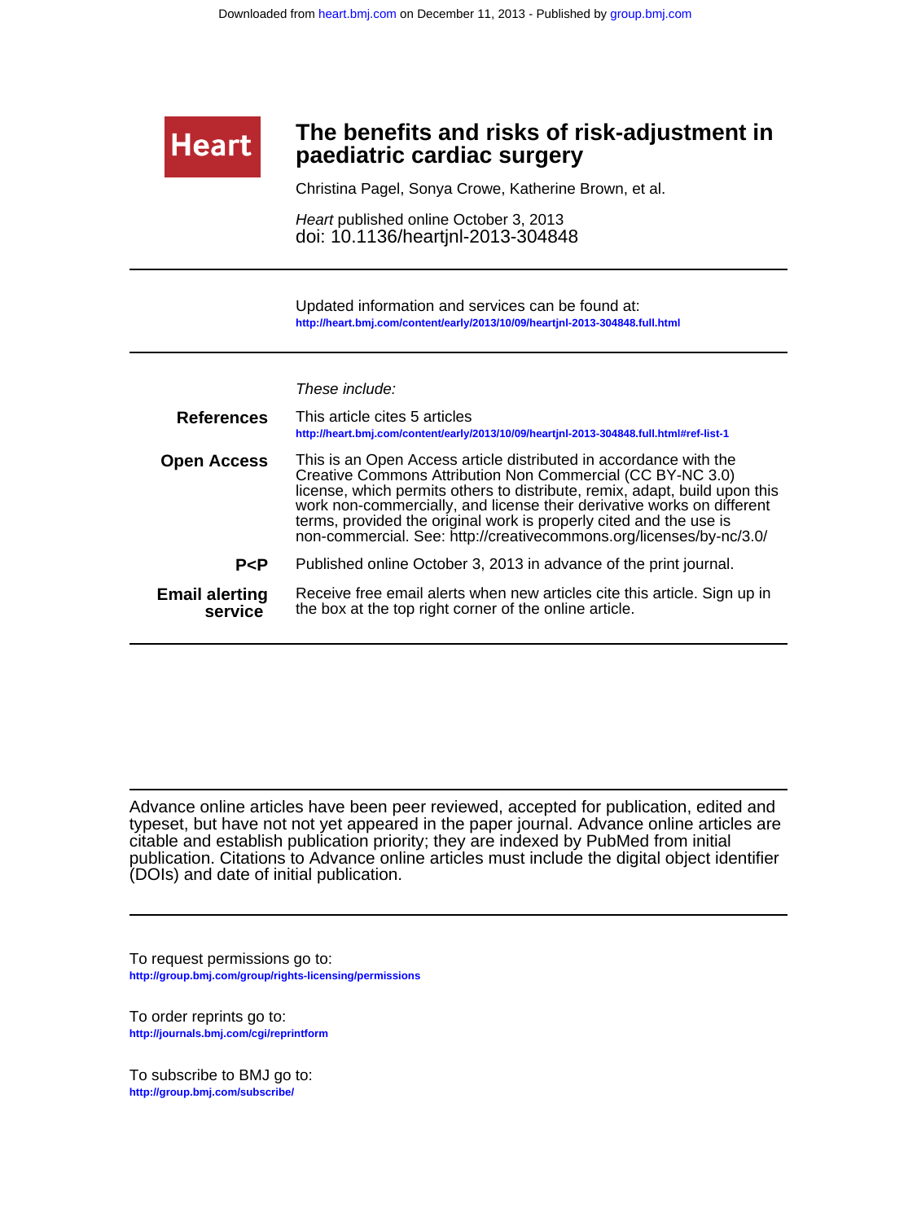# The benefits and risks of risk-adjustment in paediatric cardiac surgery

Christina Pagel, Sonya Crowe, Katherine Brown, et al.

*Heart* published online October 3, 2013
doi: 10.1136/heartjnl-2013-304848

Updated information and services can be found at:
http://heart.bmj.com/content/early/2013/10/09/heartjnl-2013-304848.full.html

*These include:*

**References**
This article cites 5 articles
http://heart.bmj.com/content/early/2013/10/09/heartjnl-2013-304848.full.html#ref-list-1

**Open Access**
This is an Open Access article distributed in accordance with the Creative Commons Attribution Non Commercial (CC BY-NC 3.0) license, which permits others to distribute, remix, adapt, build upon this work non-commercially, and license their derivative works on different terms, provided the original work is properly cited and the use is non-commercial. See: http://creativecommons.org/licenses/by-nc/3.0/

**P<P**
Published online October 3, 2013 in advance of the print journal.

**Email alerting service**
Receive free email alerts when new articles cite this article. Sign up in the box at the top right corner of the online article.

Advance online articles have been peer reviewed, accepted for publication, edited and typeset, but have not not yet appeared in the paper journal. Advance online articles are citable and establish publication priority; they are indexed by PubMed from initial publication. Citations to Advance online articles must include the digital object identifier (DOIs) and date of initial publication.

To request permissions go to:
http://group.bmj.com/group/rights-licensing/permissions

To order reprints go to:
http://journals.bmj.com/cgi/reprintform

To subscribe to BMJ go to:
http://group.bmj.com/subscribe/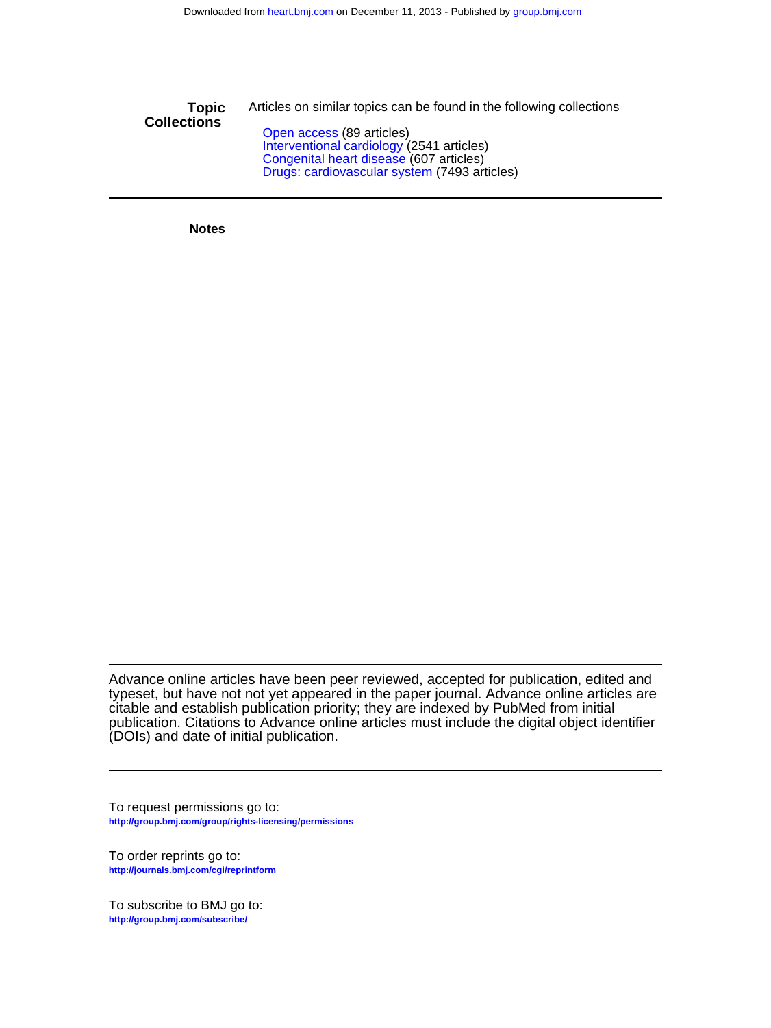**Topic Collections**

Articles on similar topics can be found in the following collections

- Open access (89 articles)
- Interventional cardiology (2541 articles)
- Congenital heart disease (607 articles)
- Drugs: cardiovascular system (7493 articles)

---

**Notes**

---

Advance online articles have been peer reviewed, accepted for publication, edited and typeset, but have not not yet appeared in the paper journal. Advance online articles are citable and establish publication priority; they are indexed by PubMed from initial publication. Citations to Advance online articles must include the digital object identifier (DOIs) and date of initial publication.

---

To request permissions go to:
**http://group.bmj.com/group/rights-licensing/permissions**

To order reprints go to:
**http://journals.bmj.com/cgi/reprintform**

To subscribe to BMJ go to:
**http://group.bmj.com/subscribe/**